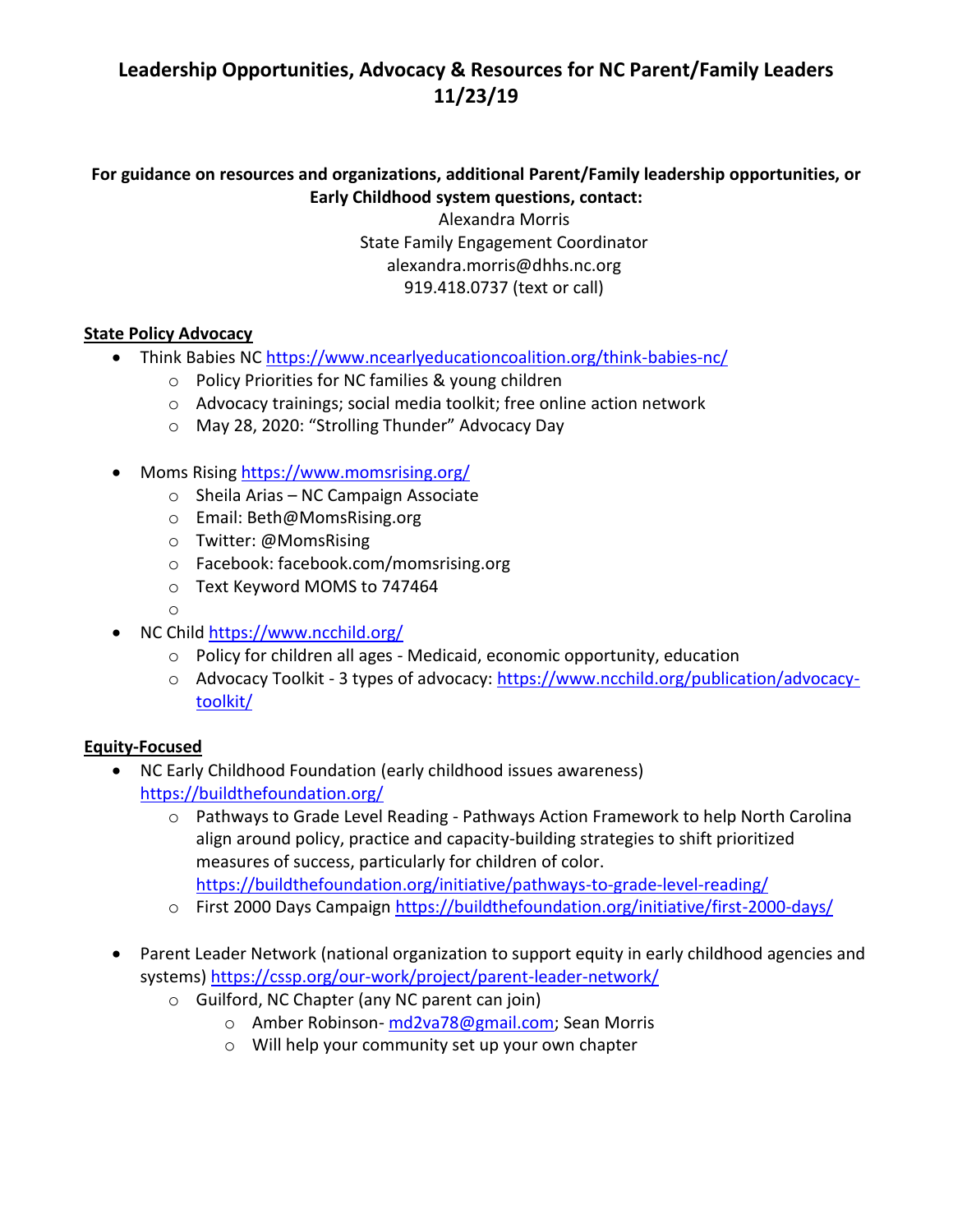# Leadership Opportunities, Advocacy & Resources for NC Parent/Family Leaders 11/23/19

**For guidance on resources and organizations, additional Parent/Family leadership opportunities, or Early Childhood system questions, contact:**

Alexandra Morris
State Family Engagement Coordinator
alexandra.morris@dhhs.nc.org
919.418.0737 (text or call)

## State Policy Advocacy

- Think Babies NC https://www.ncearlyeducationcoalition.org/think-babies-nc/
  - Policy Priorities for NC families & young children
  - Advocacy trainings; social media toolkit; free online action network
  - May 28, 2020: "Strolling Thunder" Advocacy Day
- Moms Rising https://www.momsrising.org/
  - Sheila Arias – NC Campaign Associate
  - Email: Beth@MomsRising.org
  - Twitter: @MomsRising
  - Facebook: facebook.com/momsrising.org
  - Text Keyword MOMS to 747464
- NC Child https://www.ncchild.org/
  - Policy for children all ages - Medicaid, economic opportunity, education
  - Advocacy Toolkit - 3 types of advocacy: https://www.ncchild.org/publication/advocacy-toolkit/

## Equity-Focused

- NC Early Childhood Foundation (early childhood issues awareness) https://buildthefoundation.org/
  - Pathways to Grade Level Reading - Pathways Action Framework to help North Carolina align around policy, practice and capacity-building strategies to shift prioritized measures of success, particularly for children of color. https://buildthefoundation.org/initiative/pathways-to-grade-level-reading/
  - First 2000 Days Campaign https://buildthefoundation.org/initiative/first-2000-days/
- Parent Leader Network (national organization to support equity in early childhood agencies and systems) https://cssp.org/our-work/project/parent-leader-network/
  - Guilford, NC Chapter (any NC parent can join)
    - Amber Robinson- md2va78@gmail.com; Sean Morris
    - Will help your community set up your own chapter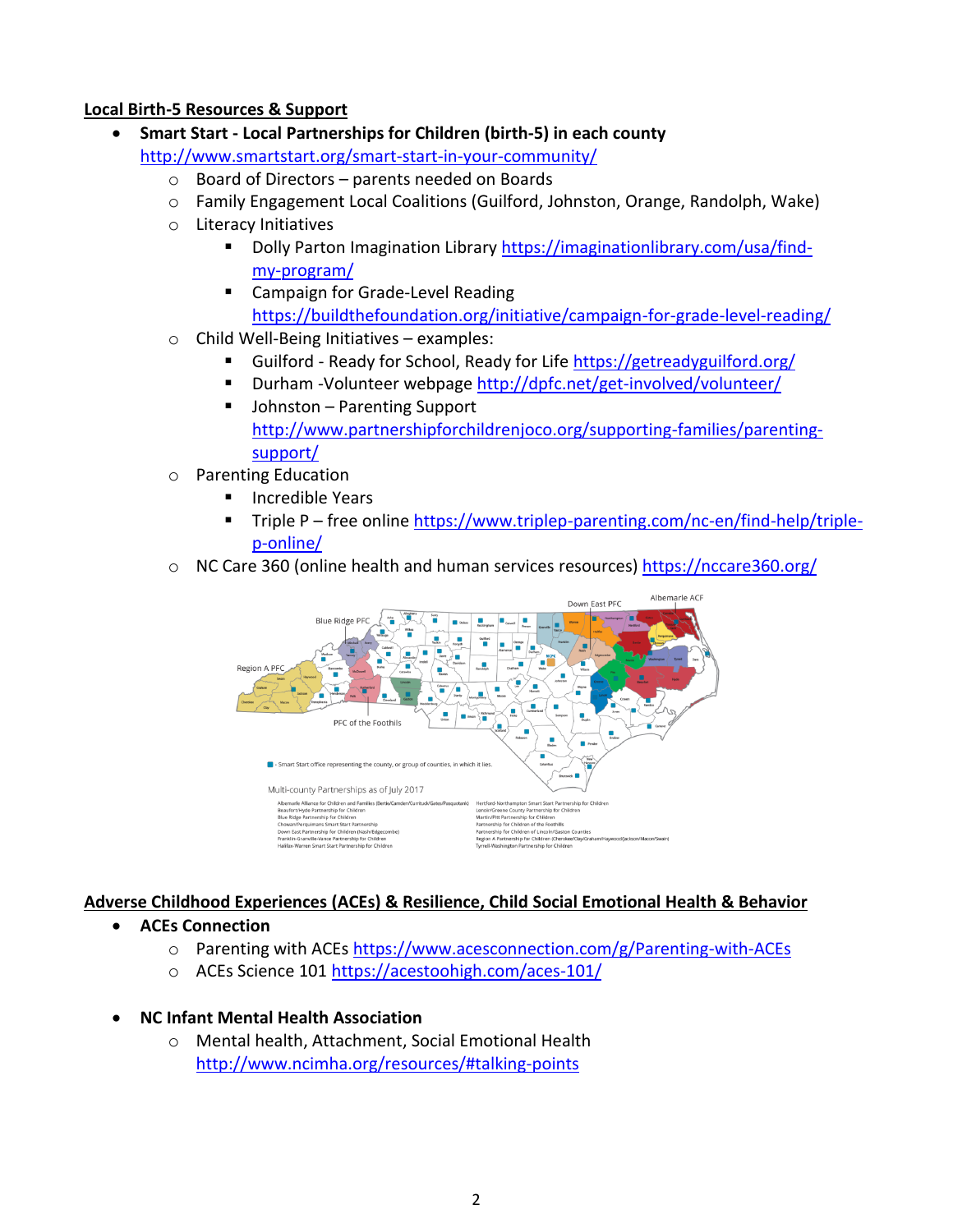**Local Birth-5 Resources & Support**

- **Smart Start - Local Partnerships for Children (birth-5) in each county** http://www.smartstart.org/smart-start-in-your-community/
  - Board of Directors – parents needed on Boards
  - Family Engagement Local Coalitions (Guilford, Johnston, Orange, Randolph, Wake)
  - Literacy Initiatives
    - Dolly Parton Imagination Library https://imaginationlibrary.com/usa/find-my-program/
    - Campaign for Grade-Level Reading https://buildthefoundation.org/initiative/campaign-for-grade-level-reading/
  - Child Well-Being Initiatives – examples:
    - Guilford - Ready for School, Ready for Life https://getreadyguilford.org/
    - Durham -Volunteer webpage http://dpfc.net/get-involved/volunteer/
    - Johnston – Parenting Support http://www.partnershipforchildrenjoco.org/supporting-families/parenting-support/
  - Parenting Education
    - Incredible Years
    - Triple P – free online https://www.triplep-parenting.com/nc-en/find-help/triple-p-online/
  - NC Care 360 (online health and human services resources) https://nccare360.org/

**Adverse Childhood Experiences (ACEs) & Resilience, Child Social Emotional Health & Behavior**

- **ACEs Connection**
  - Parenting with ACEs https://www.acesconnection.com/g/Parenting-with-ACEs
  - ACEs Science 101 https://acestoohigh.com/aces-101/

- **NC Infant Mental Health Association**
  - Mental health, Attachment, Social Emotional Health http://www.ncimha.org/resources/#talking-points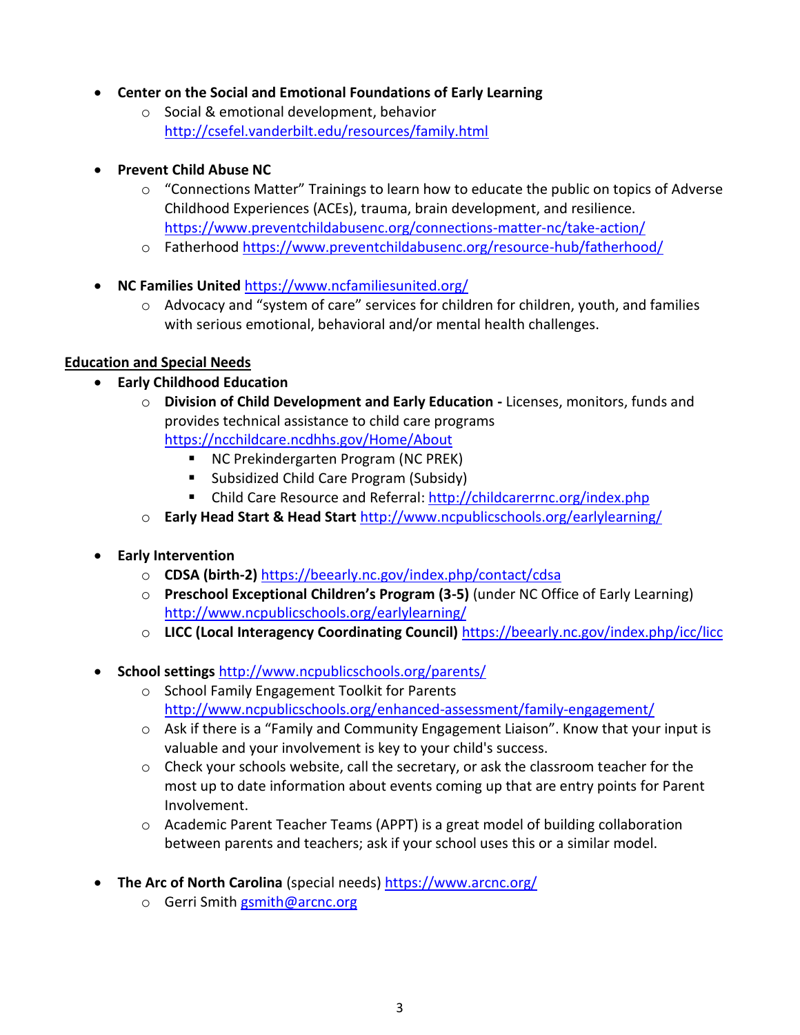- **Center on the Social and Emotional Foundations of Early Learning**
  - Social & emotional development, behavior http://csefel.vanderbilt.edu/resources/family.html

- **Prevent Child Abuse NC**
  - "Connections Matter" Trainings to learn how to educate the public on topics of Adverse Childhood Experiences (ACEs), trauma, brain development, and resilience. https://www.preventchildabusenc.org/connections-matter-nc/take-action/
  - Fatherhood https://www.preventchildabusenc.org/resource-hub/fatherhood/

- **NC Families United** https://www.ncfamiliesunited.org/
  - Advocacy and "system of care" services for children for children, youth, and families with serious emotional, behavioral and/or mental health challenges.

<u>**Education and Special Needs**</u>

- **Early Childhood Education**
  - **Division of Child Development and Early Education -** Licenses, monitors, funds and provides technical assistance to child care programs https://ncchildcare.ncdhhs.gov/Home/About
    - NC Prekindergarten Program (NC PREK)
    - Subsidized Child Care Program (Subsidy)
    - Child Care Resource and Referral: http://childcarerrnc.org/index.php
  - **Early Head Start & Head Start** http://www.ncpublicschools.org/earlylearning/

- **Early Intervention**
  - **CDSA (birth-2)** https://beearly.nc.gov/index.php/contact/cdsa
  - **Preschool Exceptional Children's Program (3-5)** (under NC Office of Early Learning) http://www.ncpublicschools.org/earlylearning/
  - **LICC (Local Interagency Coordinating Council)** https://beearly.nc.gov/index.php/icc/licc

- **School settings** http://www.ncpublicschools.org/parents/
  - School Family Engagement Toolkit for Parents http://www.ncpublicschools.org/enhanced-assessment/family-engagement/
  - Ask if there is a "Family and Community Engagement Liaison". Know that your input is valuable and your involvement is key to your child's success.
  - Check your schools website, call the secretary, or ask the classroom teacher for the most up to date information about events coming up that are entry points for Parent Involvement.
  - Academic Parent Teacher Teams (APPT) is a great model of building collaboration between parents and teachers; ask if your school uses this or a similar model.

- **The Arc of North Carolina** (special needs) https://www.arcnc.org/
  - Gerri Smith gsmith@arcnc.org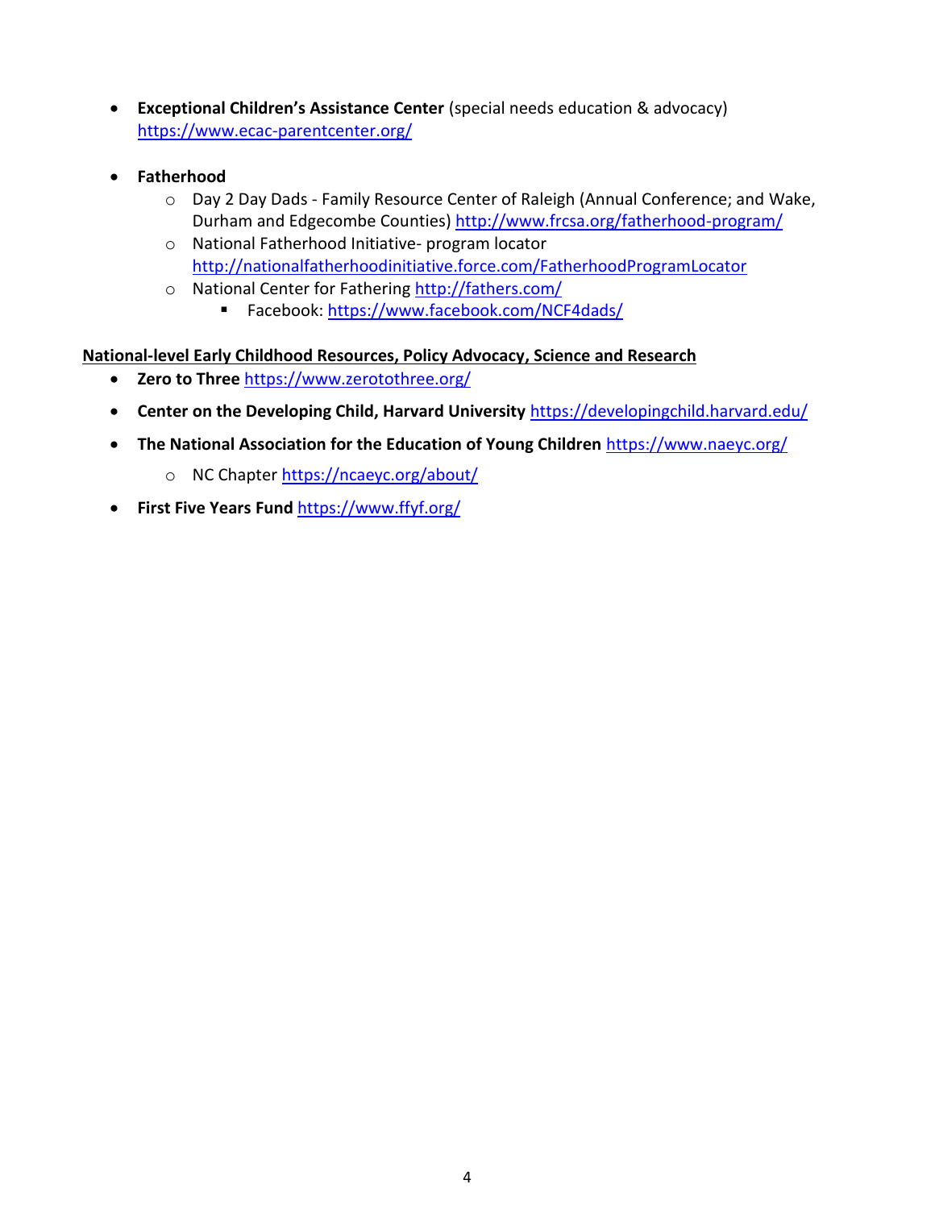- **Exceptional Children's Assistance Center** (special needs education & advocacy) https://www.ecac-parentcenter.org/

- **Fatherhood**
  - Day 2 Day Dads - Family Resource Center of Raleigh (Annual Conference; and Wake, Durham and Edgecombe Counties) http://www.frcsa.org/fatherhood-program/
  - National Fatherhood Initiative- program locator http://nationalfatherhoodinitiative.force.com/FatherhoodProgramLocator
  - National Center for Fathering http://fathers.com/
    - Facebook: https://www.facebook.com/NCF4dads/

**National-level Early Childhood Resources, Policy Advocacy, Science and Research**

- **Zero to Three** https://www.zerotothree.org/
- **Center on the Developing Child, Harvard University** https://developingchild.harvard.edu/
- **The National Association for the Education of Young Children** https://www.naeyc.org/
  - NC Chapter https://ncaeyc.org/about/
- **First Five Years Fund** https://www.ffyf.org/